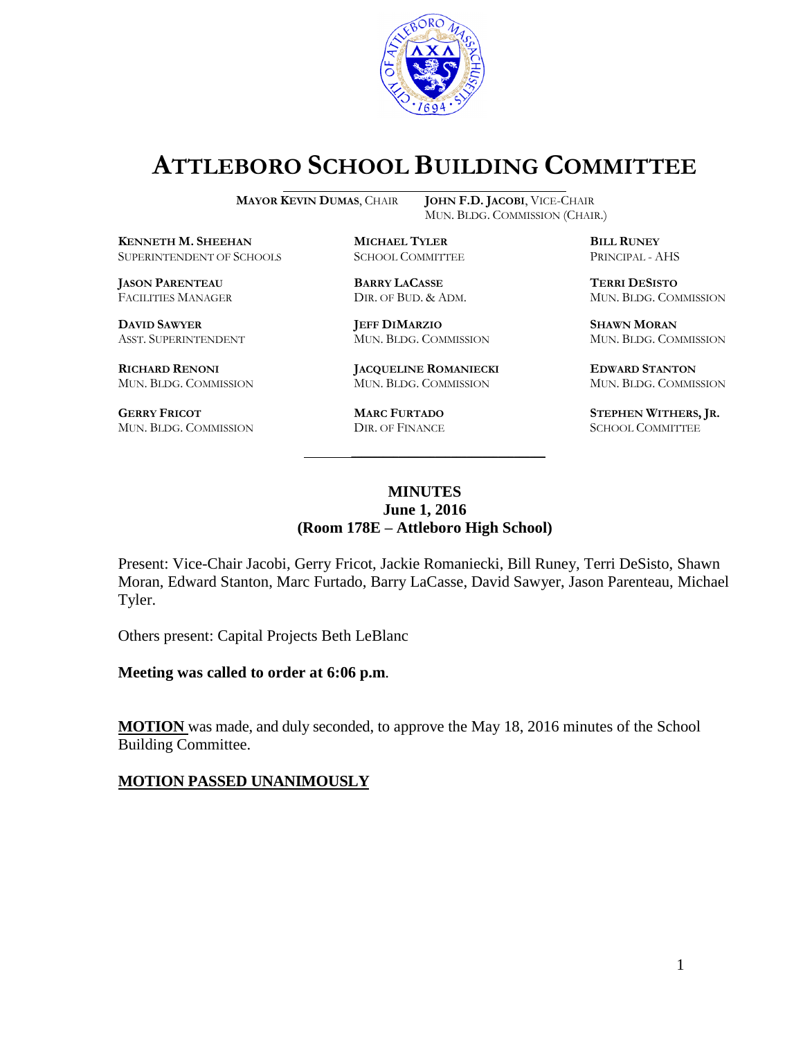# ATTLEBORO SCHOOL BUILDING COMMITTEE

**MAYOR KEVIN DUMAS**, CHAIR  **JOHN F.D. JACOBI**, VICE-CHAIR
MUN. BLDG. COMMISSION (CHAIR.)

| | | |
|---|---|---|
| **KENNETH M. SHEEHAN**<br>SUPERINTENDENT OF SCHOOLS | **MICHAEL TYLER**<br>SCHOOL COMMITTEE | **BILL RUNEY**<br>PRINCIPAL - AHS |
| **JASON PARENTEAU**<br>FACILITIES MANAGER | **BARRY LACASSE**<br>DIR. OF BUD. & ADM. | **TERRI DESISTO**<br>MUN. BLDG. COMMISSION |
| **DAVID SAWYER**<br>ASST. SUPERINTENDENT | **JEFF DIMARZIO**<br>MUN. BLDG. COMMISSION | **SHAWN MORAN**<br>MUN. BLDG. COMMISSION |
| **RICHARD RENONI**<br>MUN. BLDG. COMMISSION | **JACQUELINE ROMANIECKI**<br>MUN. BLDG. COMMISSION | **EDWARD STANTON**<br>MUN. BLDG. COMMISSION |
| **GERRY FRICOT**<br>MUN. BLDG. COMMISSION | **MARC FURTADO**<br>DIR. OF FINANCE | **STEPHEN WITHERS, JR.**<br>SCHOOL COMMITTEE |

**MINUTES**
**June 1, 2016**
**(Room 178E – Attleboro High School)**

Present: Vice-Chair Jacobi, Gerry Fricot, Jackie Romaniecki, Bill Runey, Terri DeSisto, Shawn Moran, Edward Stanton, Marc Furtado, Barry LaCasse, David Sawyer, Jason Parenteau, Michael Tyler.

Others present: Capital Projects Beth LeBlanc

**Meeting was called to order at 6:06 p.m**.

**MOTION** was made, and duly seconded, to approve the May 18, 2016 minutes of the School Building Committee.

**MOTION PASSED UNANIMOUSLY**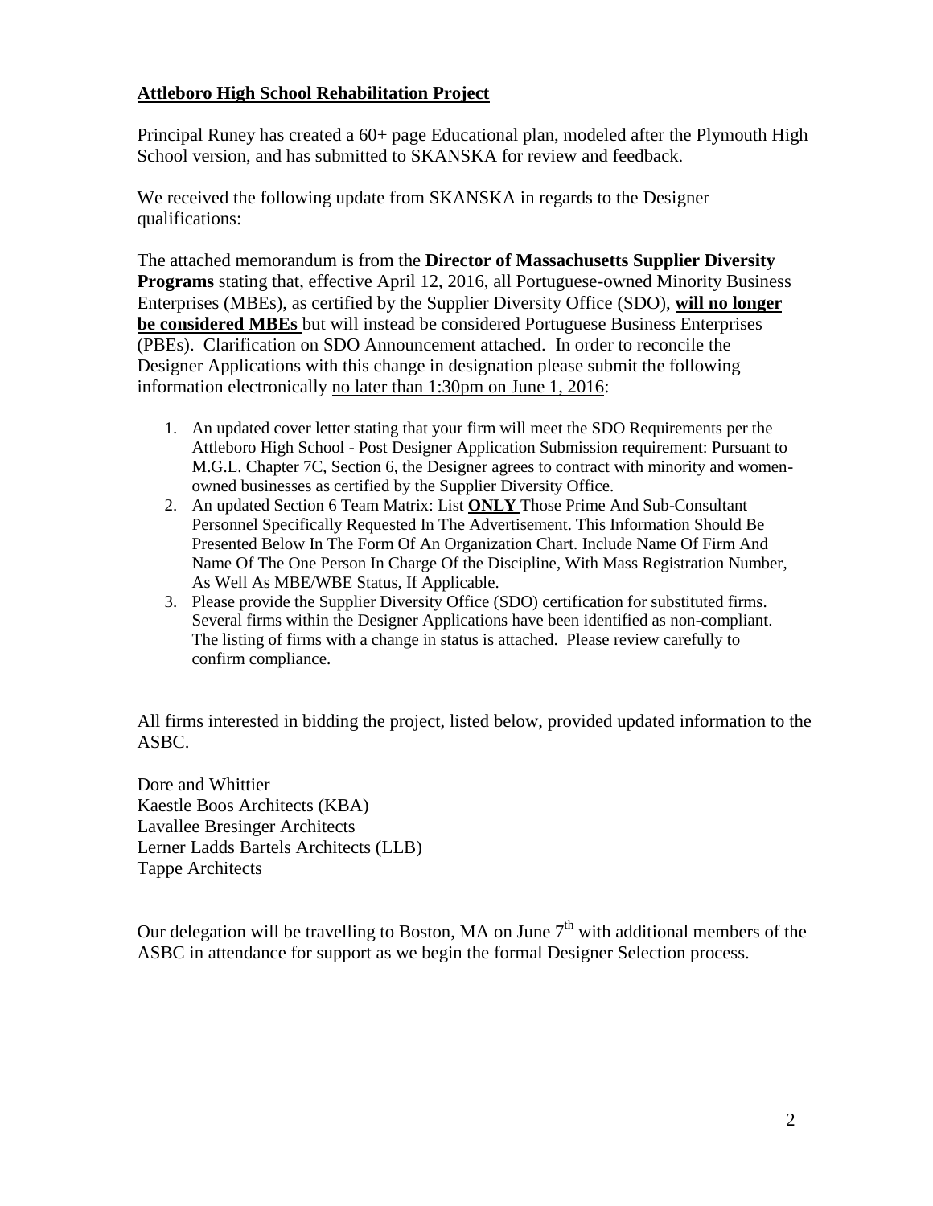**Attleboro High School Rehabilitation Project**

Principal Runey has created a 60+ page Educational plan, modeled after the Plymouth High School version, and has submitted to SKANSKA for review and feedback.

We received the following update from SKANSKA in regards to the Designer qualifications:

The attached memorandum is from the **Director of Massachusetts Supplier Diversity Programs** stating that, effective April 12, 2016, all Portuguese-owned Minority Business Enterprises (MBEs), as certified by the Supplier Diversity Office (SDO), **will no longer be considered MBEs** but will instead be considered Portuguese Business Enterprises (PBEs). Clarification on SDO Announcement attached. In order to reconcile the Designer Applications with this change in designation please submit the following information electronically no later than 1:30pm on June 1, 2016:

1. An updated cover letter stating that your firm will meet the SDO Requirements per the Attleboro High School - Post Designer Application Submission requirement: Pursuant to M.G.L. Chapter 7C, Section 6, the Designer agrees to contract with minority and women-owned businesses as certified by the Supplier Diversity Office.
2. An updated Section 6 Team Matrix: List **ONLY** Those Prime And Sub-Consultant Personnel Specifically Requested In The Advertisement. This Information Should Be Presented Below In The Form Of An Organization Chart. Include Name Of Firm And Name Of The One Person In Charge Of the Discipline, With Mass Registration Number, As Well As MBE/WBE Status, If Applicable.
3. Please provide the Supplier Diversity Office (SDO) certification for substituted firms. Several firms within the Designer Applications have been identified as non-compliant. The listing of firms with a change in status is attached. Please review carefully to confirm compliance.

All firms interested in bidding the project, listed below, provided updated information to the ASBC.

Dore and Whittier
Kaestle Boos Architects (KBA)
Lavallee Bresinger Architects
Lerner Ladds Bartels Architects (LLB)
Tappe Architects

Our delegation will be travelling to Boston, MA on June 7th with additional members of the ASBC in attendance for support as we begin the formal Designer Selection process.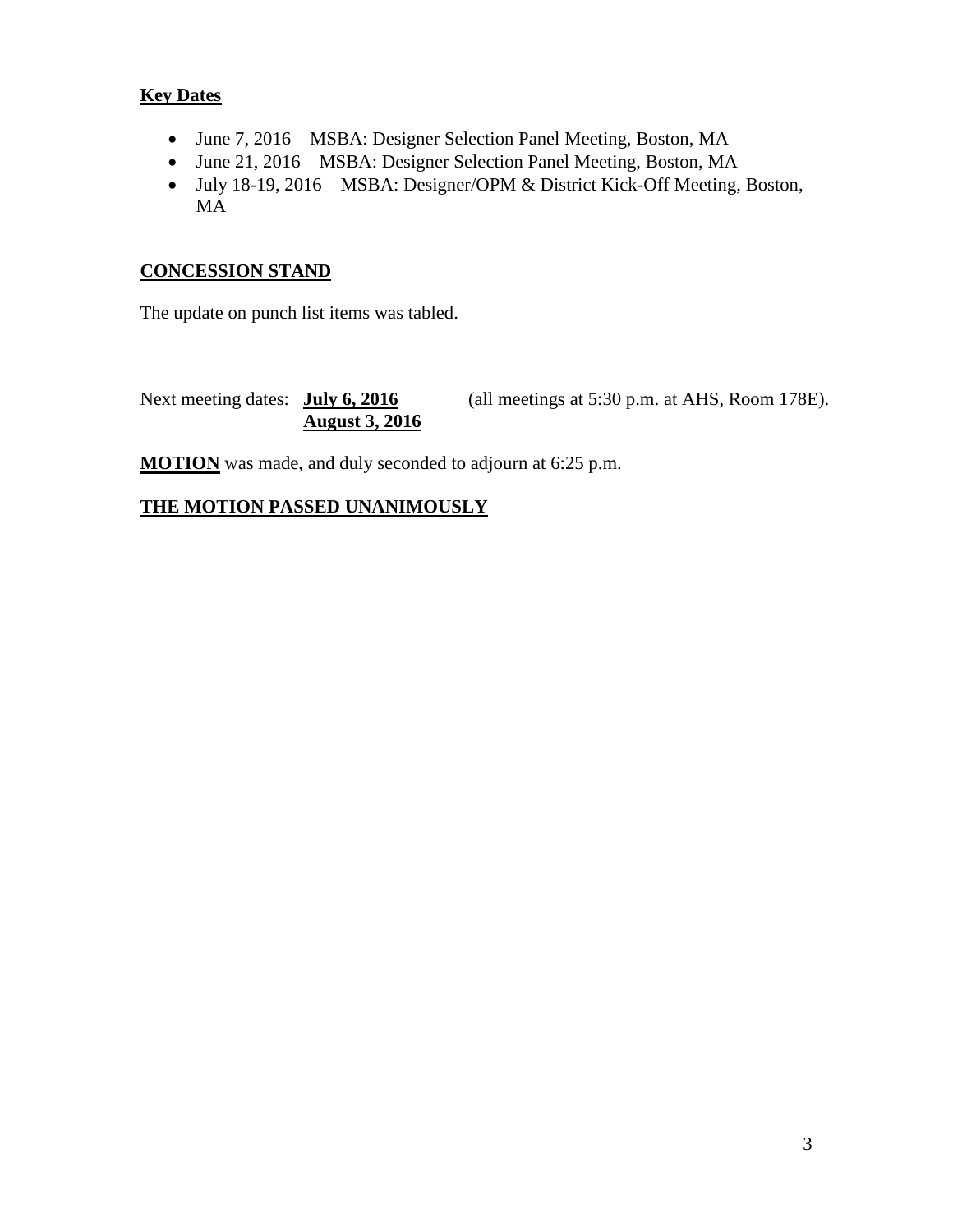**Key Dates**

- June 7, 2016 – MSBA: Designer Selection Panel Meeting, Boston, MA
- June 21, 2016 – MSBA: Designer Selection Panel Meeting, Boston, MA
- July 18-19, 2016 – MSBA: Designer/OPM & District Kick-Off Meeting, Boston, MA

**CONCESSION STAND**

The update on punch list items was tabled.

Next meeting dates: **July 6, 2016** (all meetings at 5:30 p.m. at AHS, Room 178E).
**August 3, 2016**

**MOTION** was made, and duly seconded to adjourn at 6:25 p.m.

**THE MOTION PASSED UNANIMOUSLY**